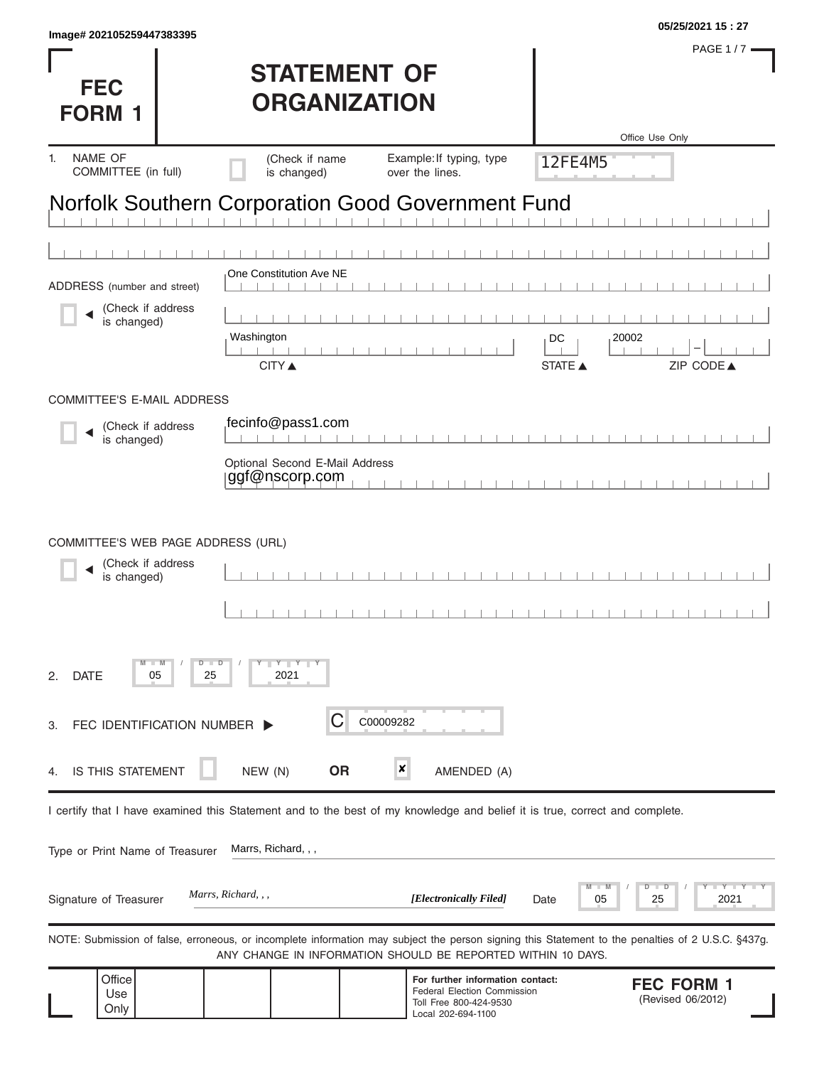Image# 202105259447383395

05/25/2021 15 : 27

# FEC FORM 1

# STATEMENT OF ORGANIZATION

Office Use Only

12FE4M5

1. NAME OF COMMITTEE (in full) (Check if name is changed) Example: If typing, type over the lines.

Norfolk Southern Corporation Good Government Fund

ADDRESS (number and street) (Check if address is changed)

One Constitution Ave NE

Washington DC 20002

CITY ▲ STATE ▲ ZIP CODE ▲

COMMITTEE'S E-MAIL ADDRESS (Check if address is changed)

fecinfo@pass1.com

Optional Second E-Mail Address
ggf@nscorp.com

COMMITTEE'S WEB PAGE ADDRESS (URL) (Check if address is changed)

2. DATE 05 / 25 / 2021

3. FEC IDENTIFICATION NUMBER ▶ C C00009282

4. IS THIS STATEMENT NEW (N) **OR** ☒ AMENDED (A)

I certify that I have examined this Statement and to the best of my knowledge and belief it is true, correct and complete.

Type or Print Name of Treasurer: Marrs, Richard, , ,

Signature of Treasurer: *Marrs, Richard, , ,* ***[Electronically Filed]*** Date 05 / 25 / 2021

NOTE: Submission of false, erroneous, or incomplete information may subject the person signing this Statement to the penalties of 2 U.S.C. §437g. ANY CHANGE IN INFORMATION SHOULD BE REPORTED WITHIN 10 DAYS.

Office Use Only

**For further information contact:**
Federal Election Commission
Toll Free 800-424-9530
Local 202-694-1100

**FEC FORM 1**
(Revised 06/2012)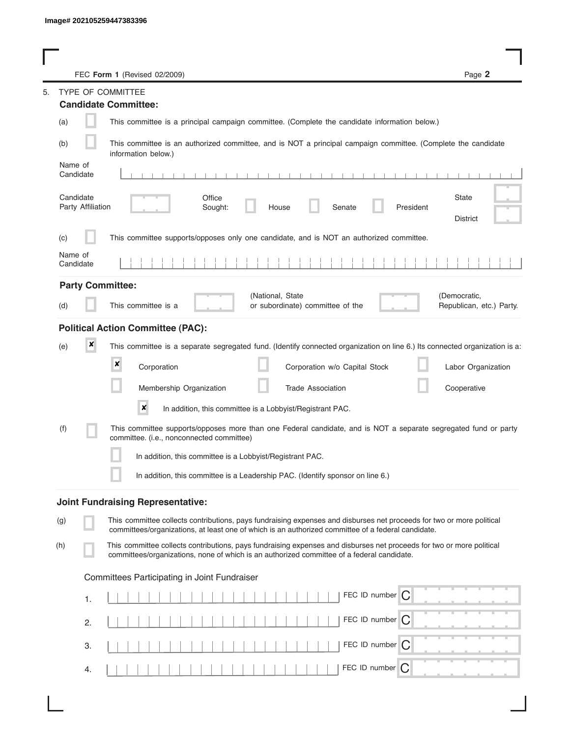Image# 202105259447383396

FEC **Form 1** (Revised 02/2009)

5. TYPE OF COMMITTEE

### Candidate Committee:

(a) [ ] This committee is a principal campaign committee. (Complete the candidate information below.)

(b) [ ] This committee is an authorized committee, and is NOT a principal campaign committee. (Complete the candidate information below.)

Name of Candidate

Candidate Party Affiliation

Office Sought: [ ] House [ ] Senate [ ] President

State

District

(c) [ ] This committee supports/opposes only one candidate, and is NOT an authorized committee.

Name of Candidate

### Party Committee:

(d) [ ] This committee is a (National, State or subordinate) committee of the (Democratic, Republican, etc.) Party.

### Political Action Committee (PAC):

(e) [x] This committee is a separate segregated fund. (Identify connected organization on line 6.) Its connected organization is a:

[x] Corporation [ ] Corporation w/o Capital Stock [ ] Labor Organization

[ ] Membership Organization [ ] Trade Association [ ] Cooperative

[x] In addition, this committee is a Lobbyist/Registrant PAC.

(f) [ ] This committee supports/opposes more than one Federal candidate, and is NOT a separate segregated fund or party committee. (i.e., nonconnected committee)

[ ] In addition, this committee is a Lobbyist/Registrant PAC.

[ ] In addition, this committee is a Leadership PAC. (Identify sponsor on line 6.)

### Joint Fundraising Representative:

(g) [ ] This committee collects contributions, pays fundraising expenses and disburses net proceeds for two or more political committees/organizations, at least one of which is an authorized committee of a federal candidate.

(h) [ ] This committee collects contributions, pays fundraising expenses and disburses net proceeds for two or more political committees/organizations, none of which is an authorized committee of a federal candidate.

Committees Participating in Joint Fundraiser

1. FEC ID number C

2. FEC ID number C

3. FEC ID number C

4. FEC ID number C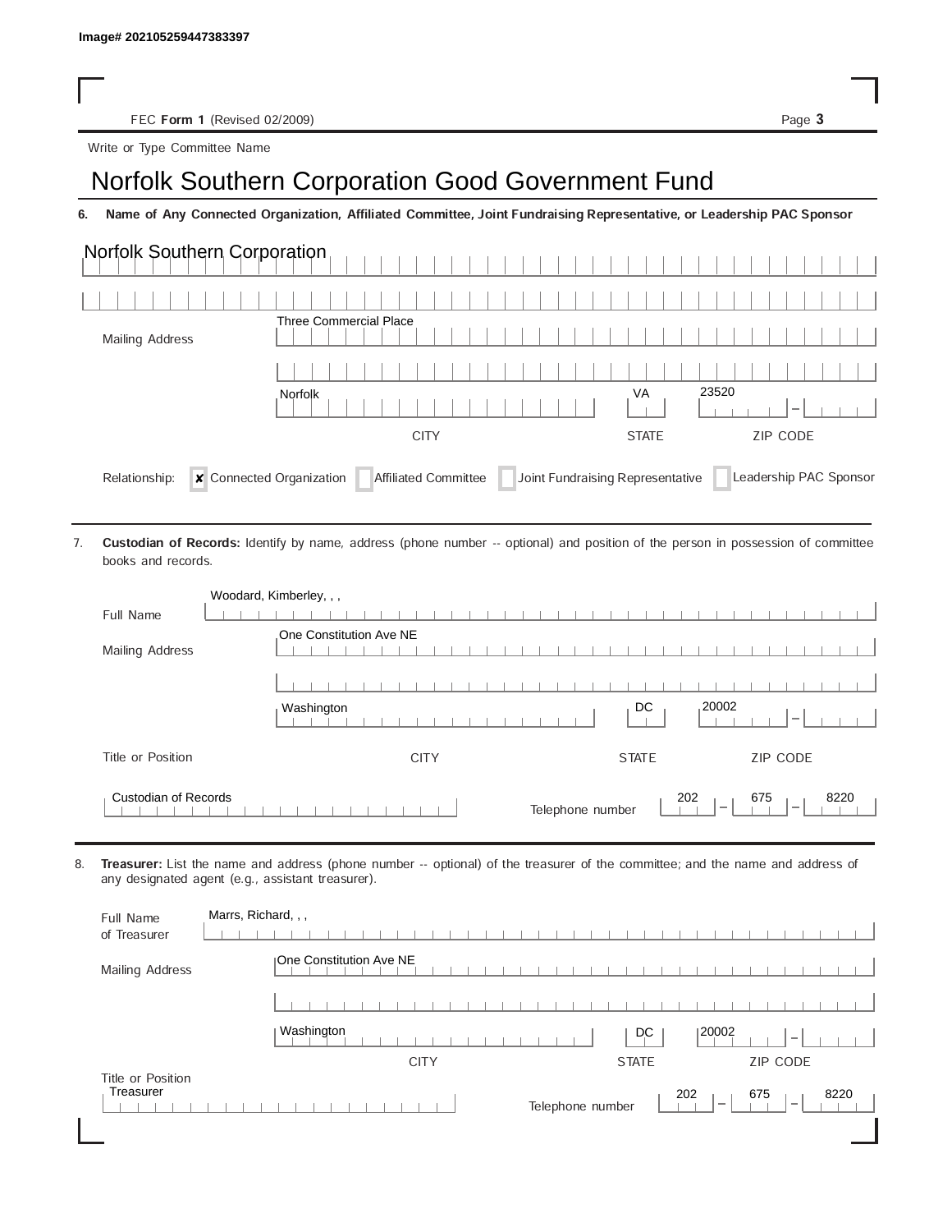Image# 202105259447383397

FEC **Form 1** (Revised 02/2009)

Write or Type Committee Name

# Norfolk Southern Corporation Good Government Fund

**6. Name of Any Connected Organization, Affiliated Committee, Joint Fundraising Representative, or Leadership PAC Sponsor**

Norfolk Southern Corporation

Mailing Address: Three Commercial Place

| CITY | STATE | ZIP CODE |
|---|---|---|
| Norfolk | VA | 23520 |

Relationship: [x] Connected Organization [ ] Affiliated Committee [ ] Joint Fundraising Representative [ ] Leadership PAC Sponsor

7. **Custodian of Records:** Identify by name, address (phone number -- optional) and position of the person in possession of committee books and records.

Full Name: Woodard, Kimberley, , ,

Mailing Address: One Constitution Ave NE

| CITY | STATE | ZIP CODE |
|---|---|---|
| Washington | DC | 20002 |

Title or Position: Custodian of Records

Telephone number: 202 – 675 – 8220

8. **Treasurer:** List the name and address (phone number -- optional) of the treasurer of the committee; and the name and address of any designated agent (e.g., assistant treasurer).

Full Name of Treasurer: Marrs, Richard, , ,

Mailing Address: One Constitution Ave NE

| CITY | STATE | ZIP CODE |
|---|---|---|
| Washington | DC | 20002 |

Title or Position: Treasurer

Telephone number: 202 – 675 – 8220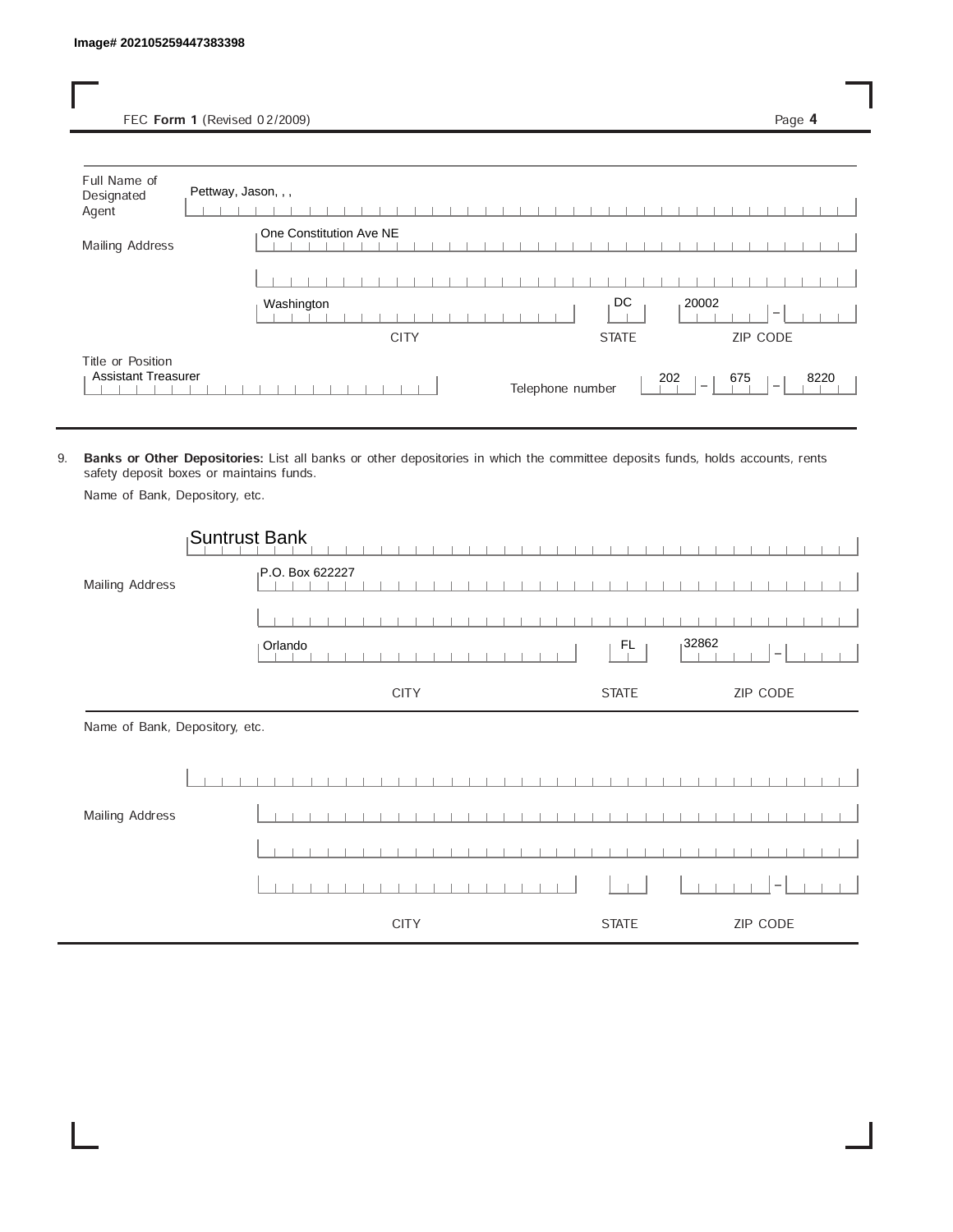Image# 202105259447383398

FEC **Form 1** (Revised 02/2009)

Full Name of Designated Agent: Pettway, Jason, , ,

Mailing Address: One Constitution Ave NE

| CITY | STATE | ZIP CODE |
|---|---|---|
| Washington | DC | 20002 |

Title or Position: Assistant Treasurer

Telephone number: 202 - 675 - 8220

9. **Banks or Other Depositories:** List all banks or other depositories in which the committee deposits funds, holds accounts, rents safety deposit boxes or maintains funds.

Name of Bank, Depository, etc.

Suntrust Bank

Mailing Address: P.O. Box 622227

| CITY | STATE | ZIP CODE |
|---|---|---|
| Orlando | FL | 32862 |

Name of Bank, Depository, etc.

Mailing Address

| CITY | STATE | ZIP CODE |
|---|---|---|
| | | |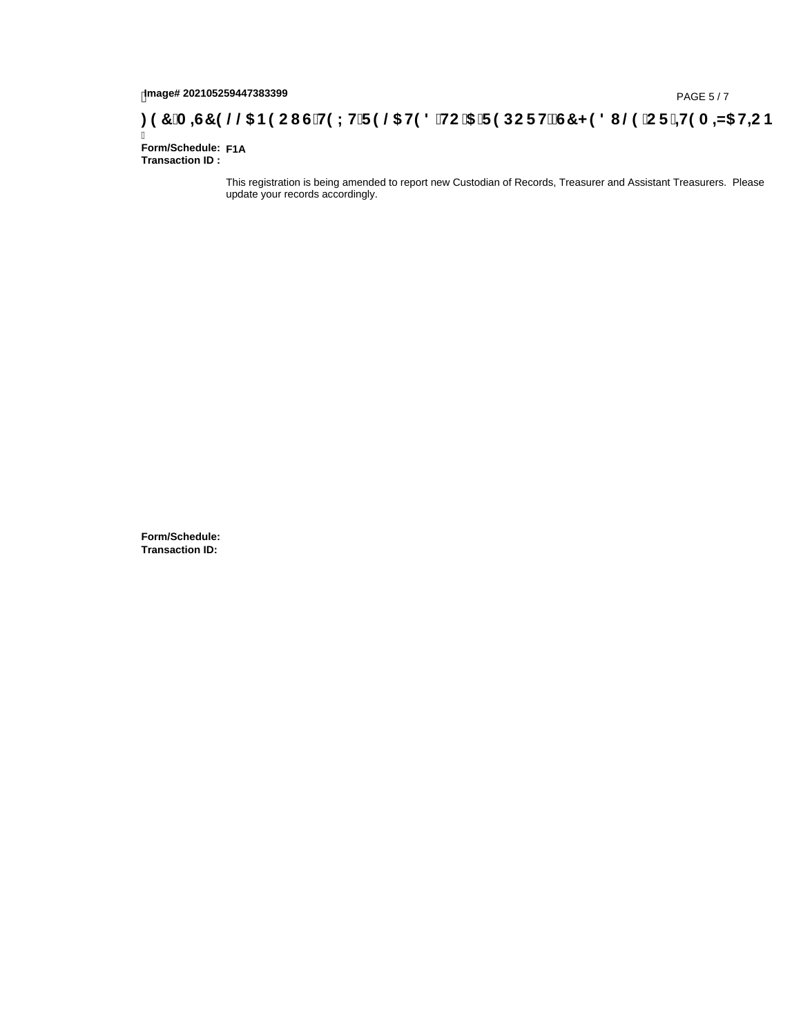**FEC MISCELLANEOUS TEXT RELATED TO A REPORT, SCHEDULE OR ITEMIZATION**

**Form/Schedule:** **F1A**
**Transaction ID :**

This registration is being amended to report new Custodian of Records, Treasurer and Assistant Treasurers. Please update your records accordingly.

**Form/Schedule:**
**Transaction ID:**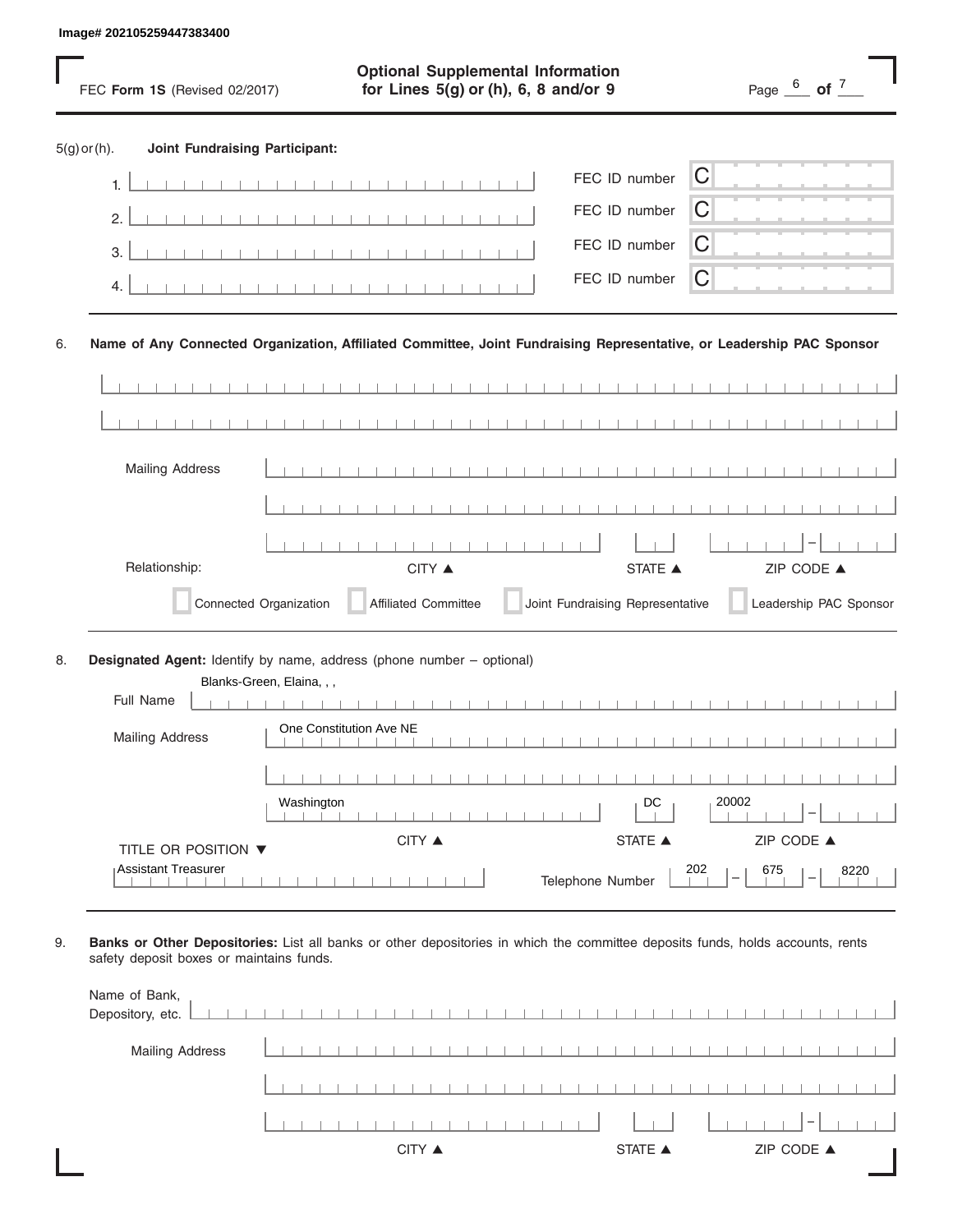Image# 202105259447383400

FEC **Form 1S** (Revised 02/2017)

## Optional Supplemental Information for Lines 5(g) or (h), 6, 8 and/or 9

5(g) or (h). **Joint Fundraising Participant:**

1. FEC ID number C
2. FEC ID number C
3. FEC ID number C
4. FEC ID number C

6. **Name of Any Connected Organization, Affiliated Committee, Joint Fundraising Representative, or Leadership PAC Sponsor**

Mailing Address

CITY ▲ STATE ▲ ZIP CODE ▲

Relationship:

☐ Connected Organization ☐ Affiliated Committee ☐ Joint Fundraising Representative ☐ Leadership PAC Sponsor

8. **Designated Agent:** Identify by name, address (phone number – optional)

Full Name: Blanks-Green, Elaina, , ,

Mailing Address: One Constitution Ave NE

Washington DC 20002

CITY ▲ STATE ▲ ZIP CODE ▲

TITLE OR POSITION ▼

Assistant Treasurer

Telephone Number 202 – 675 – 8220

9. **Banks or Other Depositories:** List all banks or other depositories in which the committee deposits funds, holds accounts, rents safety deposit boxes or maintains funds.

Name of Bank, Depository, etc.

Mailing Address

CITY ▲ STATE ▲ ZIP CODE ▲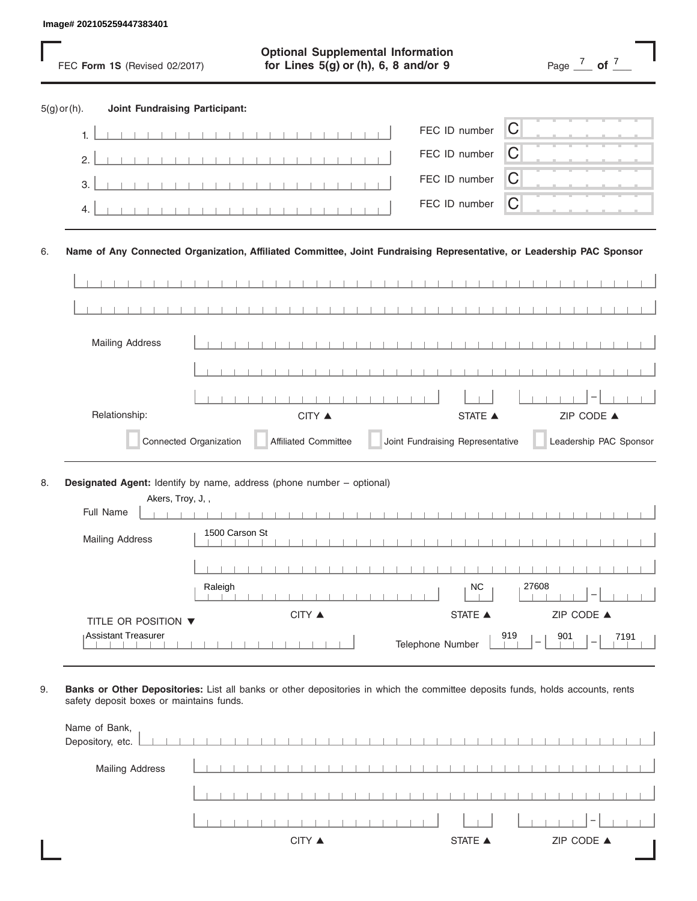Image# 202105259447383401

FEC **Form 1S** (Revised 02/2017)

**Optional Supplemental Information for Lines 5(g) or (h), 6, 8 and/or 9**

5(g) or (h). **Joint Fundraising Participant:**

1. FEC ID number C
2. FEC ID number C
3. FEC ID number C
4. FEC ID number C

6. **Name of Any Connected Organization, Affiliated Committee, Joint Fundraising Representative, or Leadership PAC Sponsor**

Mailing Address

CITY ▲ STATE ▲ ZIP CODE ▲

Relationship:

Connected Organization | Affiliated Committee | Joint Fundraising Representative | Leadership PAC Sponsor

8. **Designated Agent:** Identify by name, address (phone number – optional)

Full Name: Akers, Troy, J, ,

Mailing Address: 1500 Carson St

Raleigh (CITY ▲) NC (STATE ▲) 27608 (ZIP CODE ▲)

TITLE OR POSITION ▼

Assistant Treasurer

Telephone Number: 919 – 901 – 7191

9. **Banks or Other Depositories:** List all banks or other depositories in which the committee deposits funds, holds accounts, rents safety deposit boxes or maintains funds.

Name of Bank, Depository, etc.

Mailing Address

CITY ▲ STATE ▲ ZIP CODE ▲